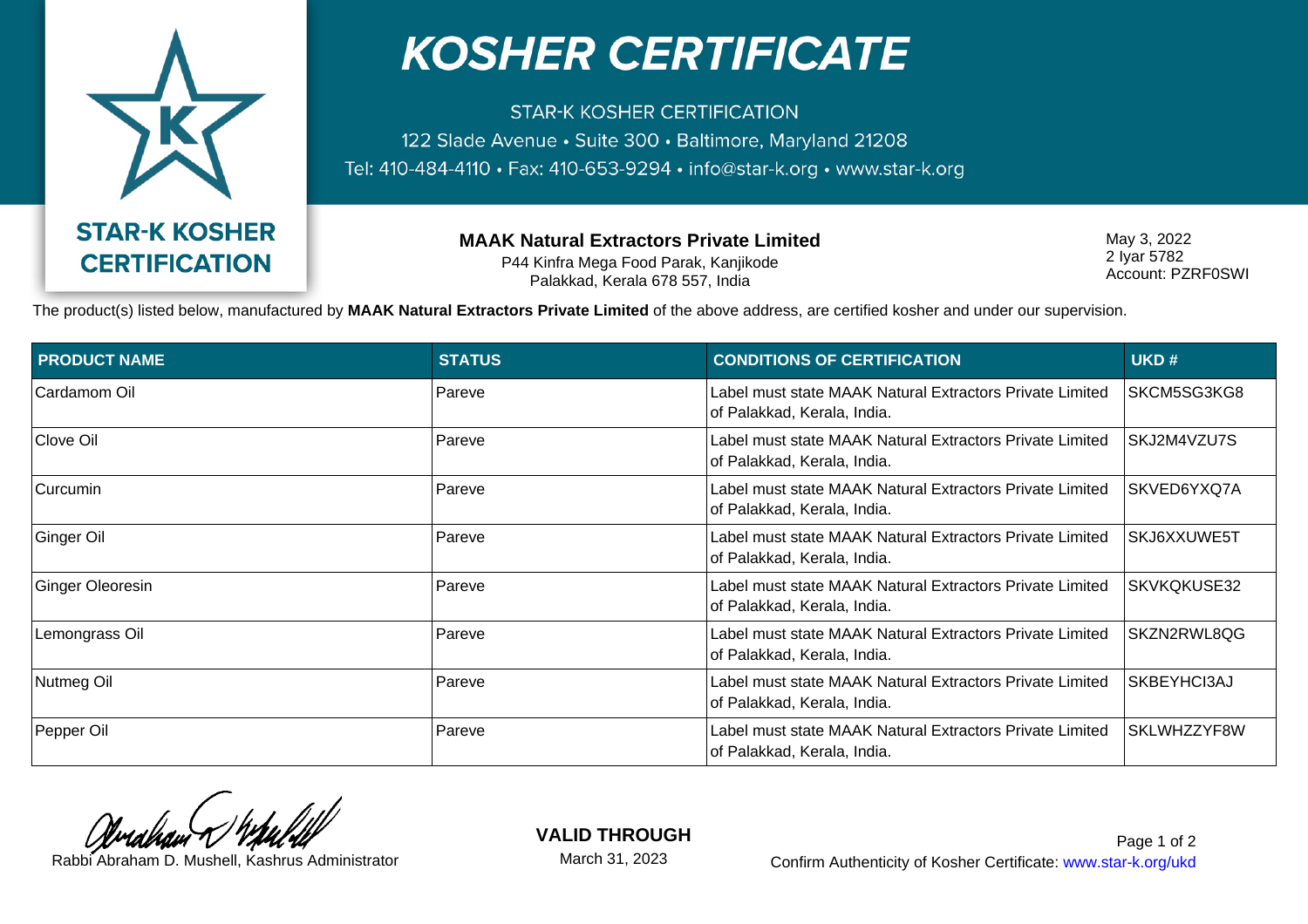# KOSHER CERTIFICATE

STAR-K KOSHER CERTIFICATION

122 Slade Avenue • Suite 300 • Baltimore, Maryland 21208

Tel: 410-484-4110 • Fax: 410-653-9294 • info@star-k.org • www.star-k.org

**STAR-K KOSHER CERTIFICATION**

**MAAK Natural Extractors Private Limited**

P44 Kinfra Mega Food Parak, Kanjikode

Palakkad, Kerala 678 557, India

May 3, 2022

2 Iyar 5782

Account: PZRF0SWI

The product(s) listed below, manufactured by **MAAK Natural Extractors Private Limited** of the above address, are certified kosher and under our supervision.

| PRODUCT NAME | STATUS | CONDITIONS OF CERTIFICATION | UKD # |
|---|---|---|---|
| Cardamom Oil | Pareve | Label must state MAAK Natural Extractors Private Limited of Palakkad, Kerala, India. | SKCM5SG3KG8 |
| Clove Oil | Pareve | Label must state MAAK Natural Extractors Private Limited of Palakkad, Kerala, India. | SKJ2M4VZU7S |
| Curcumin | Pareve | Label must state MAAK Natural Extractors Private Limited of Palakkad, Kerala, India. | SKVED6YXQ7A |
| Ginger Oil | Pareve | Label must state MAAK Natural Extractors Private Limited of Palakkad, Kerala, India. | SKJ6XXUWE5T |
| Ginger Oleoresin | Pareve | Label must state MAAK Natural Extractors Private Limited of Palakkad, Kerala, India. | SKVKQKUSE32 |
| Lemongrass Oil | Pareve | Label must state MAAK Natural Extractors Private Limited of Palakkad, Kerala, India. | SKZN2RWL8QG |
| Nutmeg Oil | Pareve | Label must state MAAK Natural Extractors Private Limited of Palakkad, Kerala, India. | SKBEYHCI3AJ |
| Pepper Oil | Pareve | Label must state MAAK Natural Extractors Private Limited of Palakkad, Kerala, India. | SKLWHZZYF8W |

Rabbi Abraham D. Mushell, Kashrus Administrator

**VALID THROUGH**

March 31, 2023

Confirm Authenticity of Kosher Certificate: www.star-k.org/ukd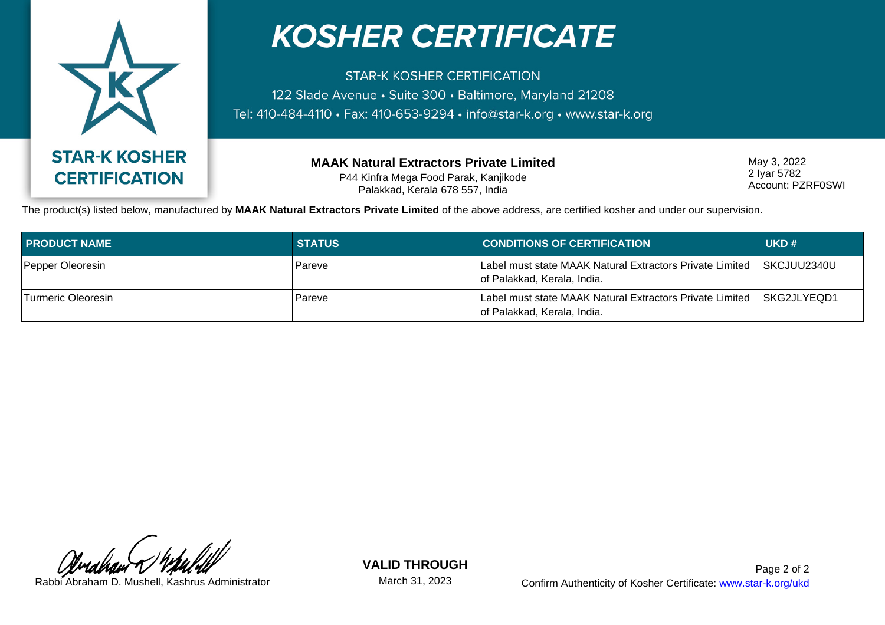# KOSHER CERTIFICATE

STAR-K KOSHER CERTIFICATION

122 Slade Avenue • Suite 300 • Baltimore, Maryland 21208

Tel: 410-484-4110 • Fax: 410-653-9294 • info@star-k.org • www.star-k.org

**STAR-K KOSHER CERTIFICATION**

**MAAK Natural Extractors Private Limited**
P44 Kinfra Mega Food Parak, Kanjikode
Palakkad, Kerala 678 557, India

May 3, 2022
2 Iyar 5782
Account: PZRF0SWI

The product(s) listed below, manufactured by **MAAK Natural Extractors Private Limited** of the above address, are certified kosher and under our supervision.

| PRODUCT NAME | STATUS | CONDITIONS OF CERTIFICATION | UKD # |
|---|---|---|---|
| Pepper Oleoresin | Pareve | Label must state MAAK Natural Extractors Private Limited of Palakkad, Kerala, India. | SKCJUU2340U |
| Turmeric Oleoresin | Pareve | Label must state MAAK Natural Extractors Private Limited of Palakkad, Kerala, India. | SKG2JLYEQD1 |

Rabbi Abraham D. Mushell, Kashrus Administrator

**VALID THROUGH**
March 31, 2023

Confirm Authenticity of Kosher Certificate: www.star-k.org/ukd